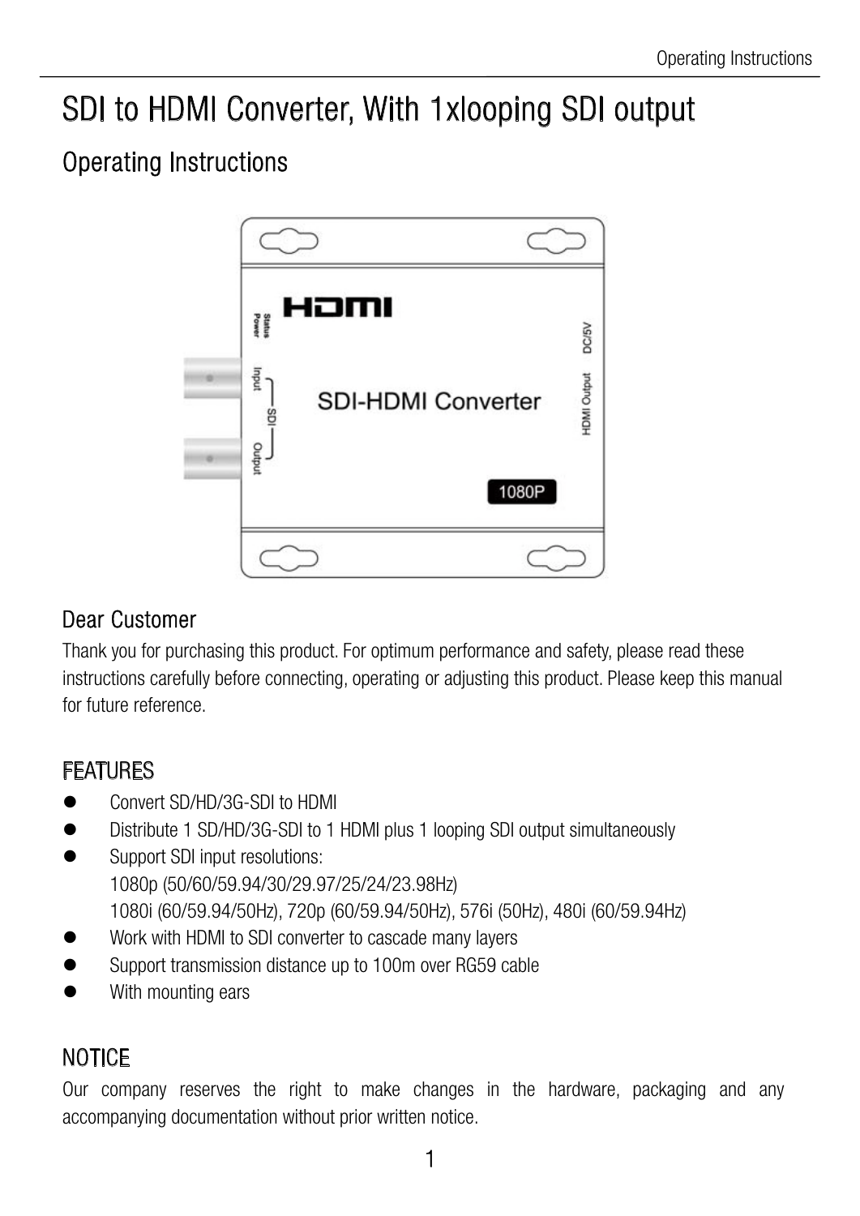# SDI to HDMI Converter, With 1xlooping SDI output

## Operating Instructions

### Dear Customer

Thank you for purchasing this product. For optimum performance and safety, please read these instructions carefully before connecting, operating or adjusting this product. Please keep this manual for future reference.

### FEATURES

- Convert SD/HD/3G-SDI to HDMI
- Distribute 1 SD/HD/3G-SDI to 1 HDMI plus 1 looping SDI output simultaneously
- Support SDI input resolutions:
  1080p (50/60/59.94/30/29.97/25/24/23.98Hz)
  1080i (60/59.94/50Hz), 720p (60/59.94/50Hz), 576i (50Hz), 480i (60/59.94Hz)
- Work with HDMI to SDI converter to cascade many layers
- Support transmission distance up to 100m over RG59 cable
- With mounting ears

### NOTICE

Our company reserves the right to make changes in the hardware, packaging and any accompanying documentation without prior written notice.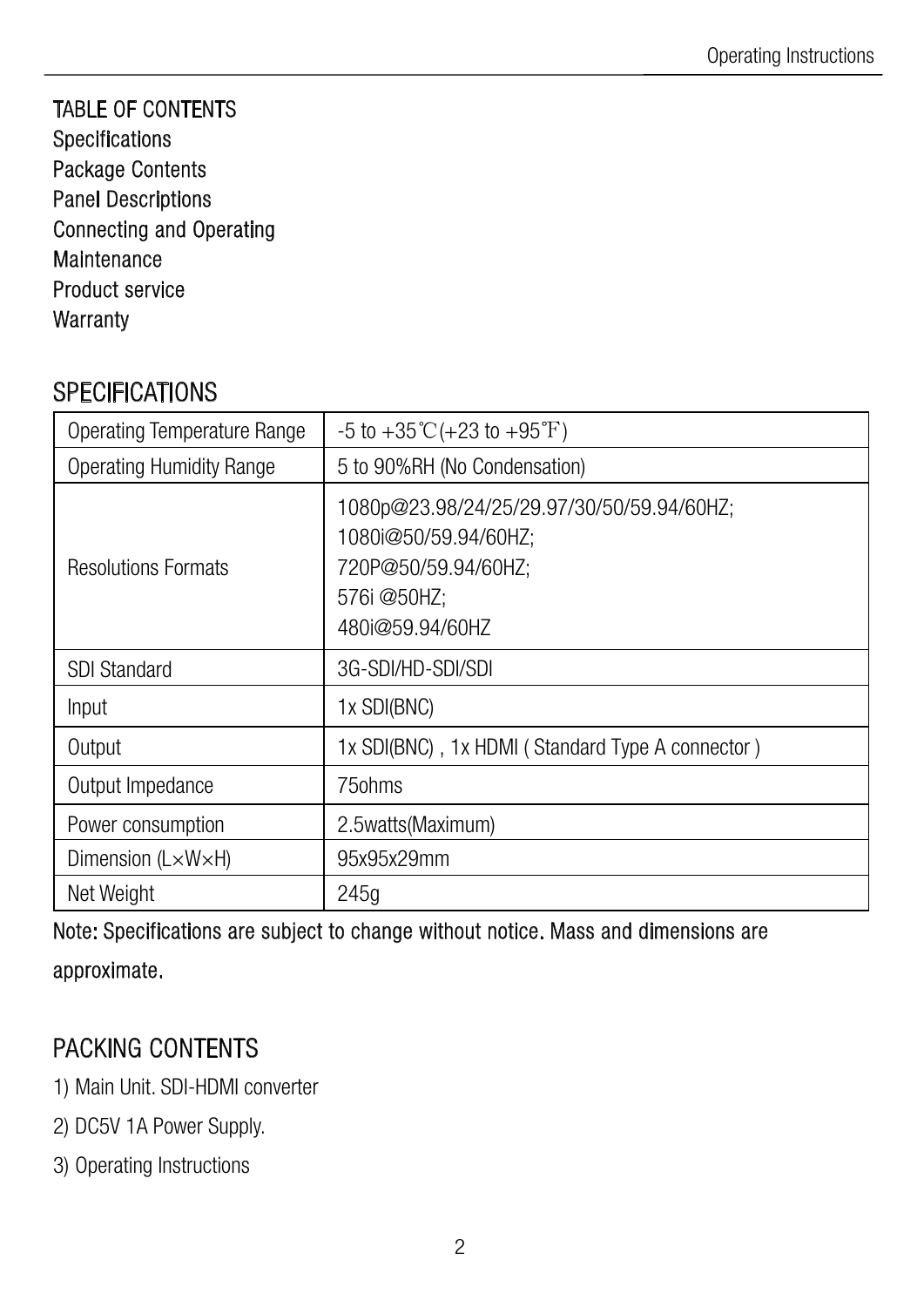## TABLE OF CONTENTS

Specifications
Package Contents
Panel Descriptions
Connecting and Operating
Maintenance
Product service
Warranty

## SPECIFICATIONS

| | |
|---|---|
| Operating Temperature Range | -5 to +35℃(+23 to +95℉) |
| Operating Humidity Range | 5 to 90%RH (No Condensation) |
| Resolutions Formats | 1080p@23.98/24/25/29.97/30/50/59.94/60HZ;<br>1080i@50/59.94/60HZ;<br>720P@50/59.94/60HZ;<br>576i @50HZ;<br>480i@59.94/60HZ |
| SDI Standard | 3G-SDI/HD-SDI/SDI |
| Input | 1x SDI(BNC) |
| Output | 1x SDI(BNC) , 1x HDMI ( Standard Type A connector ) |
| Output Impedance | 75ohms |
| Power consumption | 2.5watts(Maximum) |
| Dimension (L×W×H) | 95x95x29mm |
| Net Weight | 245g |

Note: Specifications are subject to change without notice. Mass and dimensions are approximate.

## PACKING CONTENTS

1) Main Unit. SDI-HDMI converter

2) DC5V 1A Power Supply.

3) Operating Instructions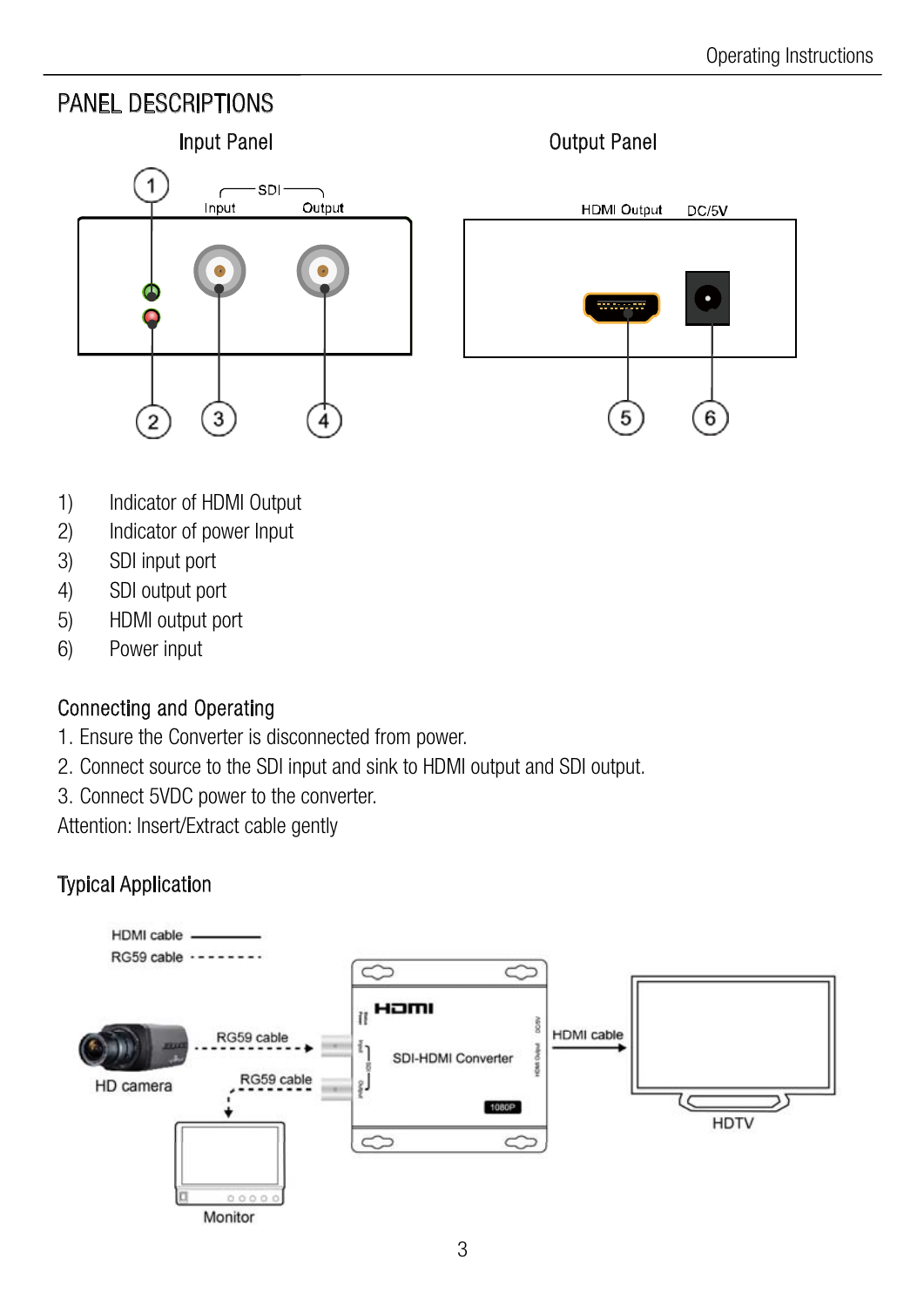# PANEL DESCRIPTIONS

Input Panel

SDI

Input

Output

Output Panel

HDMI Output

DC/5V

1) Indicator of HDMI Output
2) Indicator of power Input
3) SDI input port
4) SDI output port
5) HDMI output port
6) Power input

## Connecting and Operating

1. Ensure the Converter is disconnected from power.
2. Connect source to the SDI input and sink to HDMI output and SDI output.
3. Connect 5VDC power to the converter.

Attention: Insert/Extract cable gently

## Typical Application

HDMI cable

RG59 cable

HD camera

RG59 cable

RG59 cable

Monitor

SDI-HDMI Converter

1080P

HDMI cable

HDTV